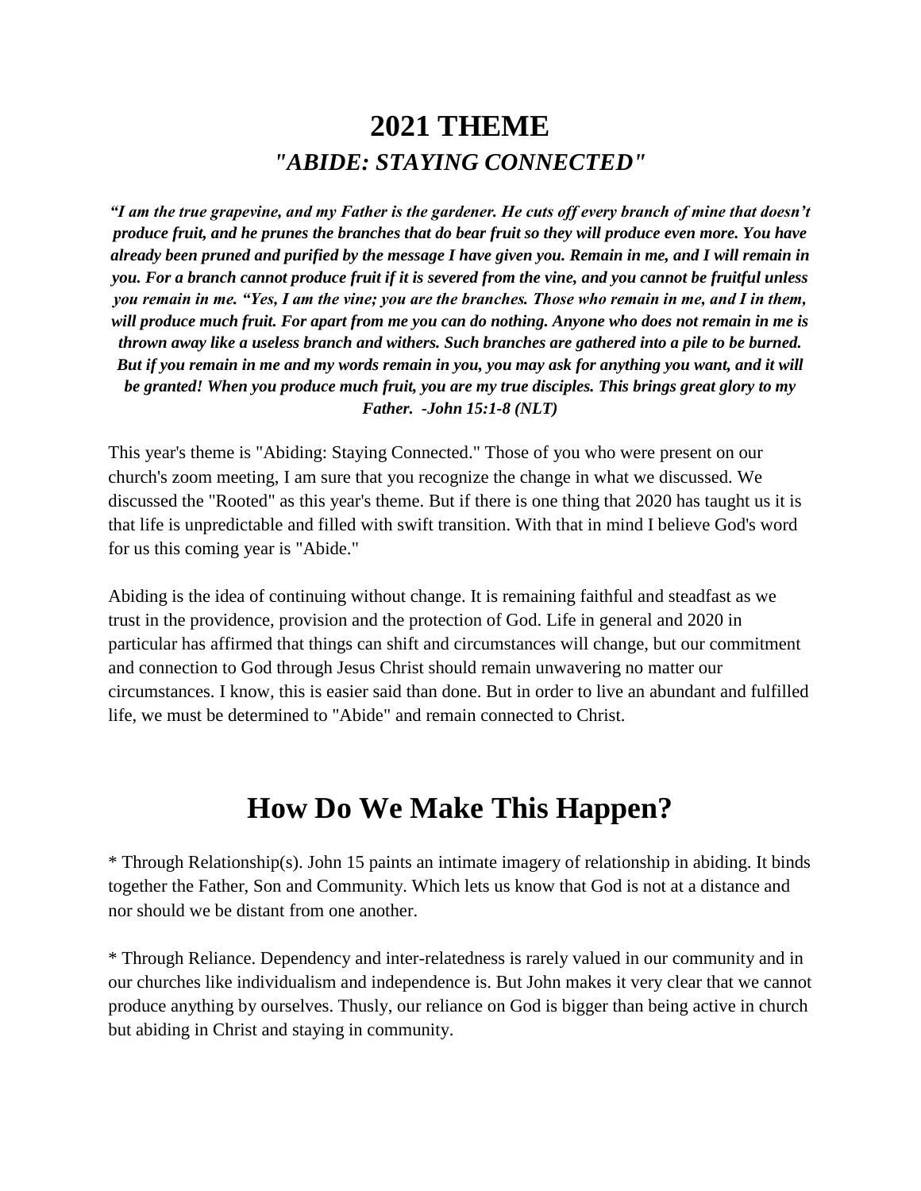# 2021 THEME

## *"ABIDE: STAYING CONNECTED"*

***"I am the true grapevine, and my Father is the gardener. He cuts off every branch of mine that doesn't produce fruit, and he prunes the branches that do bear fruit so they will produce even more. You have already been pruned and purified by the message I have given you. Remain in me, and I will remain in you. For a branch cannot produce fruit if it is severed from the vine, and you cannot be fruitful unless you remain in me. "Yes, I am the vine; you are the branches. Those who remain in me, and I in them, will produce much fruit. For apart from me you can do nothing. Anyone who does not remain in me is thrown away like a useless branch and withers. Such branches are gathered into a pile to be burned. But if you remain in me and my words remain in you, you may ask for anything you want, and it will be granted! When you produce much fruit, you are my true disciples. This brings great glory to my Father. -John 15:1-8 (NLT)***

This year's theme is "Abiding: Staying Connected." Those of you who were present on our church's zoom meeting, I am sure that you recognize the change in what we discussed. We discussed the "Rooted" as this year's theme. But if there is one thing that 2020 has taught us it is that life is unpredictable and filled with swift transition. With that in mind I believe God's word for us this coming year is "Abide."

Abiding is the idea of continuing without change. It is remaining faithful and steadfast as we trust in the providence, provision and the protection of God. Life in general and 2020 in particular has affirmed that things can shift and circumstances will change, but our commitment and connection to God through Jesus Christ should remain unwavering no matter our circumstances. I know, this is easier said than done. But in order to live an abundant and fulfilled life, we must be determined to "Abide" and remain connected to Christ.

# How Do We Make This Happen?

* Through Relationship(s). John 15 paints an intimate imagery of relationship in abiding. It binds together the Father, Son and Community. Which lets us know that God is not at a distance and nor should we be distant from one another.

* Through Reliance. Dependency and inter-relatedness is rarely valued in our community and in our churches like individualism and independence is. But John makes it very clear that we cannot produce anything by ourselves. Thusly, our reliance on God is bigger than being active in church but abiding in Christ and staying in community.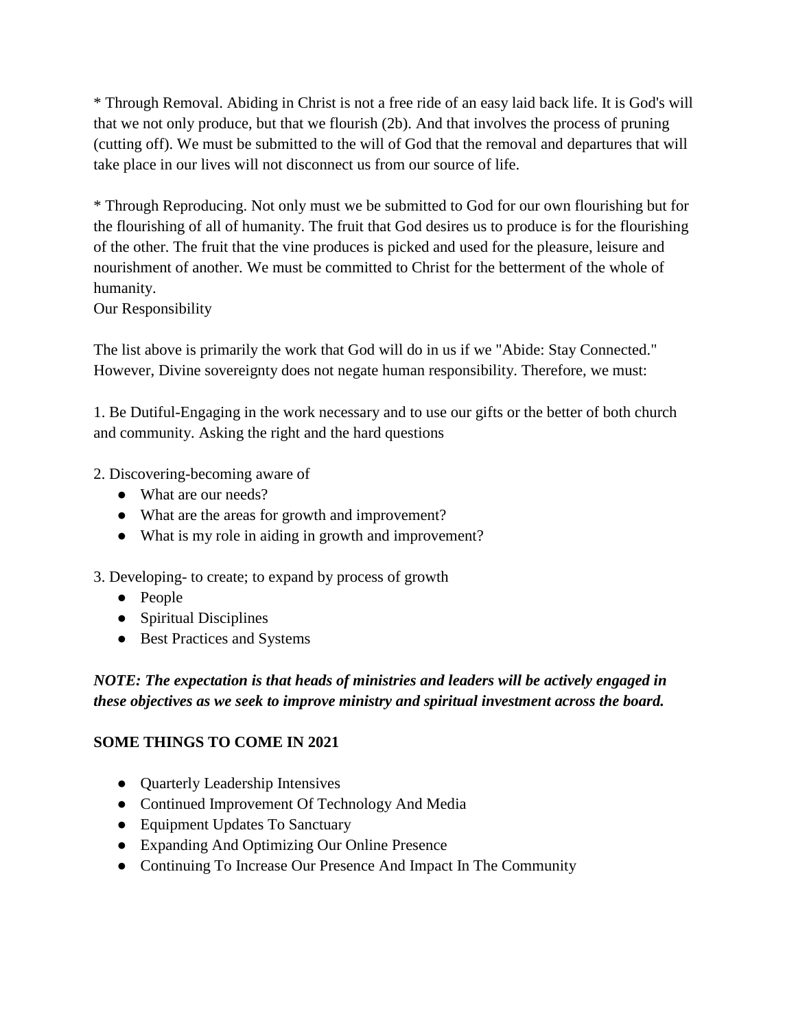* Through Removal. Abiding in Christ is not a free ride of an easy laid back life. It is God's will that we not only produce, but that we flourish (2b). And that involves the process of pruning (cutting off). We must be submitted to the will of God that the removal and departures that will take place in our lives will not disconnect us from our source of life.

* Through Reproducing. Not only must we be submitted to God for our own flourishing but for the flourishing of all of humanity. The fruit that God desires us to produce is for the flourishing of the other. The fruit that the vine produces is picked and used for the pleasure, leisure and nourishment of another. We must be committed to Christ for the betterment of the whole of humanity.

Our Responsibility

The list above is primarily the work that God will do in us if we "Abide: Stay Connected." However, Divine sovereignty does not negate human responsibility. Therefore, we must:

1. Be Dutiful-Engaging in the work necessary and to use our gifts or the better of both church and community. Asking the right and the hard questions

2. Discovering-becoming aware of
   - What are our needs?
   - What are the areas for growth and improvement?
   - What is my role in aiding in growth and improvement?

3. Developing- to create; to expand by process of growth
   - People
   - Spiritual Disciplines
   - Best Practices and Systems

***NOTE: The expectation is that heads of ministries and leaders will be actively engaged in these objectives as we seek to improve ministry and spiritual investment across the board.***

**SOME THINGS TO COME IN 2021**

- Quarterly Leadership Intensives
- Continued Improvement Of Technology And Media
- Equipment Updates To Sanctuary
- Expanding And Optimizing Our Online Presence
- Continuing To Increase Our Presence And Impact In The Community